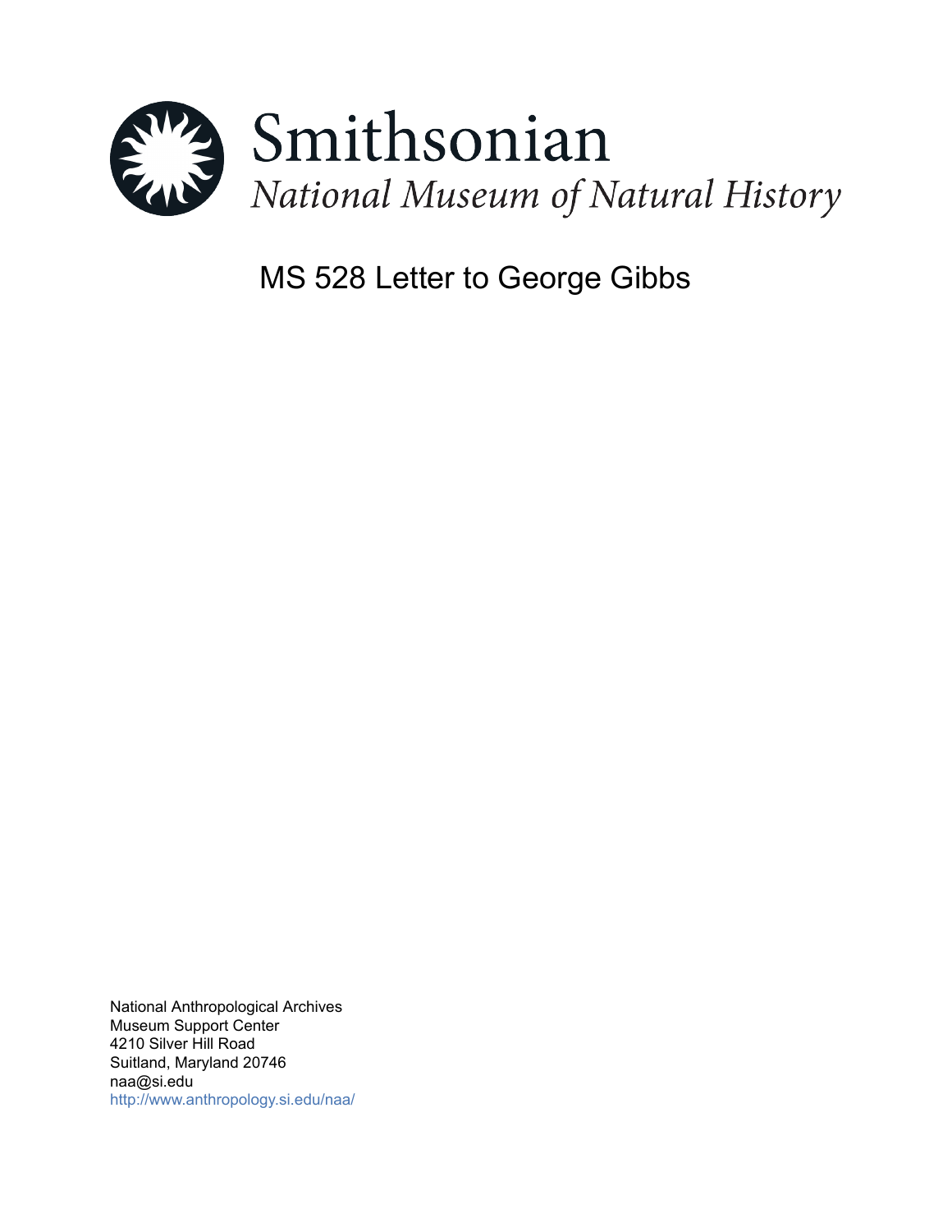Smithsonian

*National Museum of Natural History*

# MS 528 Letter to George Gibbs

National Anthropological Archives
Museum Support Center
4210 Silver Hill Road
Suitland, Maryland 20746
naa@si.edu
http://www.anthropology.si.edu/naa/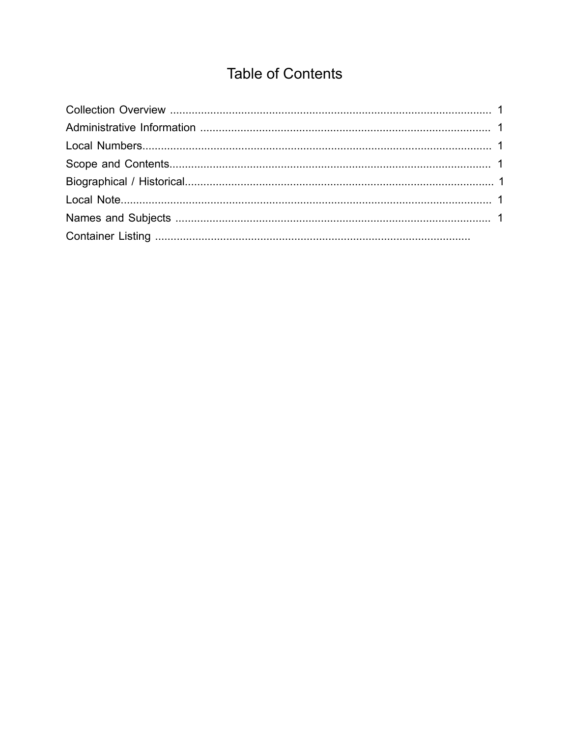# Table of Contents

Collection Overview ........................................................................................................ 1
Administrative Information .............................................................................................. 1
Local Numbers.................................................................................................................. 1
Scope and Contents......................................................................................................... 1
Biographical / Historical.................................................................................................... 1
Local Note......................................................................................................................... 1
Names and Subjects ....................................................................................................... 1
Container Listing ........................................................................................................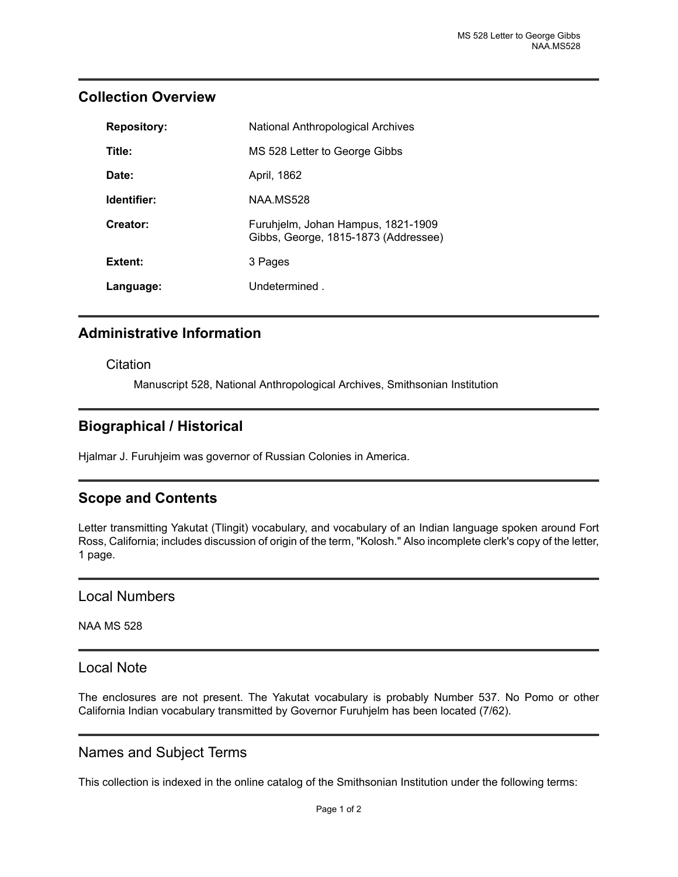## Collection Overview

| | |
|---|---|
| **Repository:** | National Anthropological Archives |
| **Title:** | MS 528 Letter to George Gibbs |
| **Date:** | April, 1862 |
| **Identifier:** | NAA.MS528 |
| **Creator:** | Furuhjelm, Johan Hampus, 1821-1909<br>Gibbs, George, 1815-1873 (Addressee) |
| **Extent:** | 3 Pages |
| **Language:** | Undetermined . |

## Administrative Information

### Citation

Manuscript 528, National Anthropological Archives, Smithsonian Institution

## Biographical / Historical

Hjalmar J. Furuhjeim was governor of Russian Colonies in America.

## Scope and Contents

Letter transmitting Yakutat (Tlingit) vocabulary, and vocabulary of an Indian language spoken around Fort Ross, California; includes discussion of origin of the term, "Kolosh." Also incomplete clerk's copy of the letter, 1 page.

## Local Numbers

NAA MS 528

## Local Note

The enclosures are not present. The Yakutat vocabulary is probably Number 537. No Pomo or other California Indian vocabulary transmitted by Governor Furuhjelm has been located (7/62).

## Names and Subject Terms

This collection is indexed in the online catalog of the Smithsonian Institution under the following terms: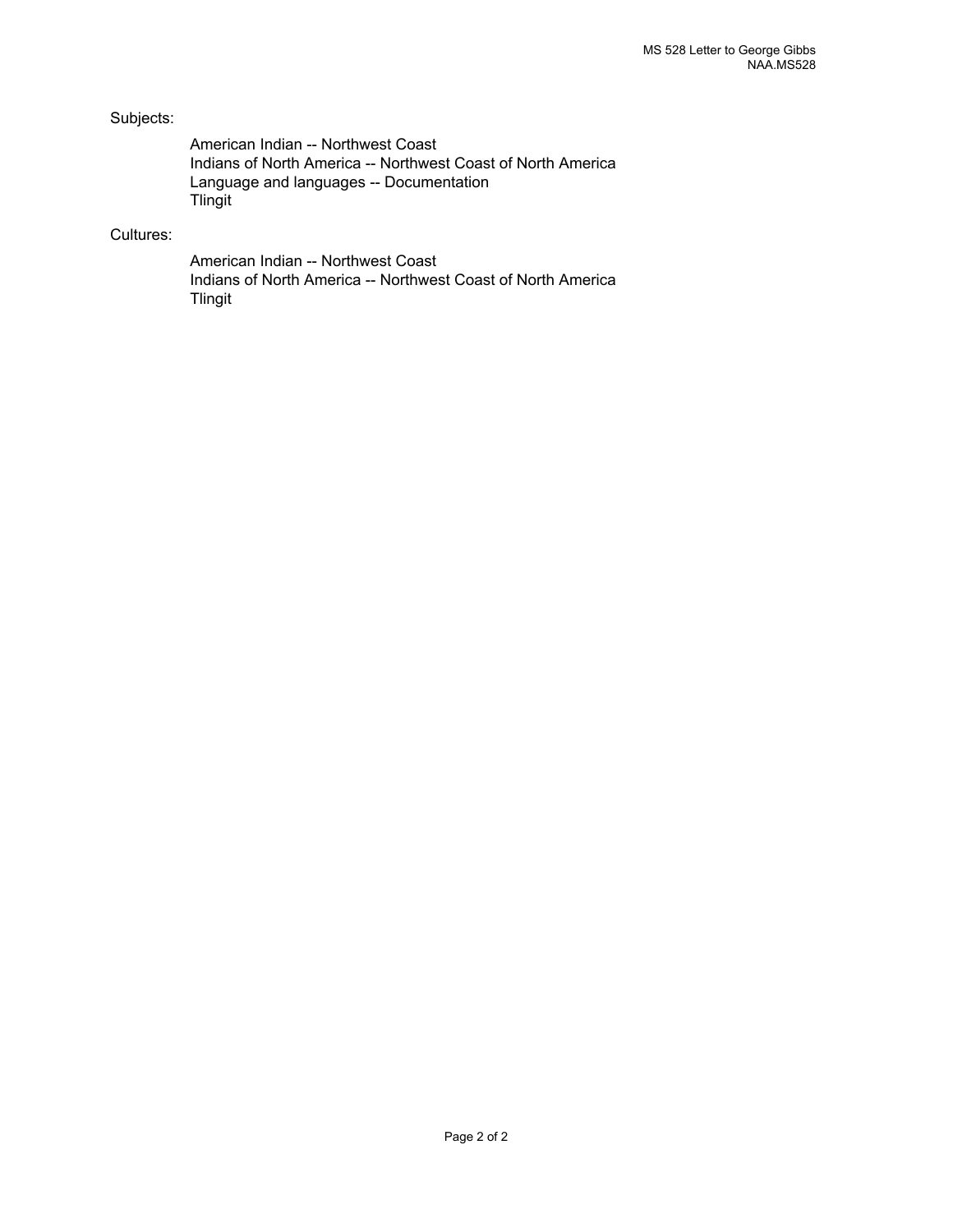Subjects:

- American Indian -- Northwest Coast
- Indians of North America -- Northwest Coast of North America
- Language and languages -- Documentation
- Tlingit

Cultures:

- American Indian -- Northwest Coast
- Indians of North America -- Northwest Coast of North America
- Tlingit